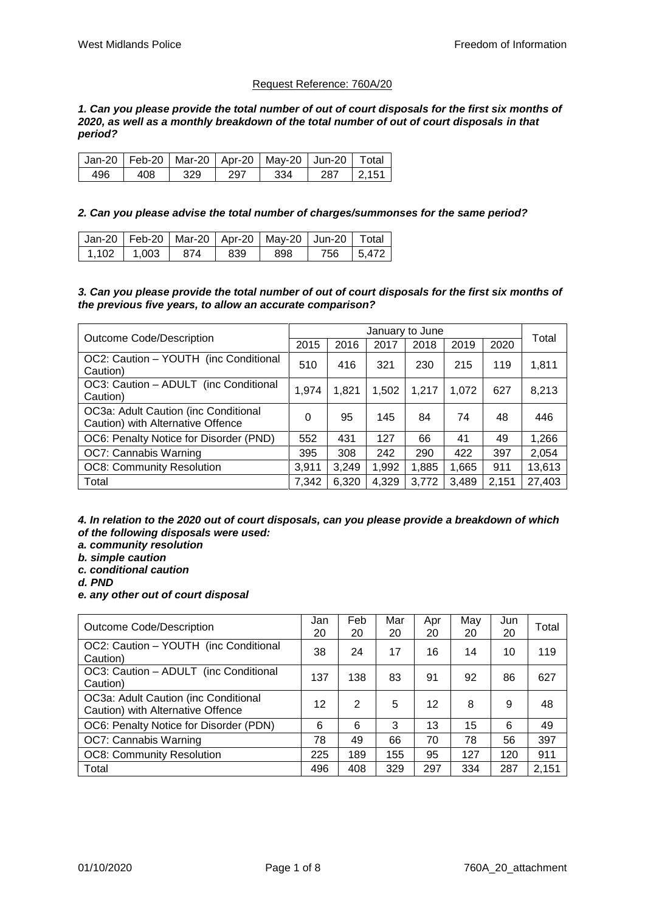Request Reference: 760A/20

***1. Can you please provide the total number of out of court disposals for the first six months of 2020, as well as a monthly breakdown of the total number of out of court disposals in that period?***

| Jan-20 | Feb-20 | Mar-20 | Apr-20 | May-20 | Jun-20 | Total |
|---|---|---|---|---|---|---|
| 496 | 408 | 329 | 297 | 334 | 287 | 2,151 |

***2. Can you please advise the total number of charges/summonses for the same period?***

| Jan-20 | Feb-20 | Mar-20 | Apr-20 | May-20 | Jun-20 | Total |
|---|---|---|---|---|---|---|
| 1,102 | 1,003 | 874 | 839 | 898 | 756 | 5,472 |

***3. Can you please provide the total number of out of court disposals for the first six months of the previous five years, to allow an accurate comparison?***

| Outcome Code/Description | January to June | | | | | | Total |
|---|---|---|---|---|---|---|---|
| | 2015 | 2016 | 2017 | 2018 | 2019 | 2020 | |
| OC2: Caution – YOUTH (inc Conditional Caution) | 510 | 416 | 321 | 230 | 215 | 119 | 1,811 |
| OC3: Caution – ADULT (inc Conditional Caution) | 1,974 | 1,821 | 1,502 | 1,217 | 1,072 | 627 | 8,213 |
| OC3a: Adult Caution (inc Conditional Caution) with Alternative Offence | 0 | 95 | 145 | 84 | 74 | 48 | 446 |
| OC6: Penalty Notice for Disorder (PND) | 552 | 431 | 127 | 66 | 41 | 49 | 1,266 |
| OC7: Cannabis Warning | 395 | 308 | 242 | 290 | 422 | 397 | 2,054 |
| OC8: Community Resolution | 3,911 | 3,249 | 1,992 | 1,885 | 1,665 | 911 | 13,613 |
| Total | 7,342 | 6,320 | 4,329 | 3,772 | 3,489 | 2,151 | 27,403 |

***4. In relation to the 2020 out of court disposals, can you please provide a breakdown of which of the following disposals were used:***
***a. community resolution***
***b. simple caution***
***c. conditional caution***
***d. PND***
***e. any other out of court disposal***

| Outcome Code/Description | Jan 20 | Feb 20 | Mar 20 | Apr 20 | May 20 | Jun 20 | Total |
|---|---|---|---|---|---|---|---|
| OC2: Caution – YOUTH (inc Conditional Caution) | 38 | 24 | 17 | 16 | 14 | 10 | 119 |
| OC3: Caution – ADULT (inc Conditional Caution) | 137 | 138 | 83 | 91 | 92 | 86 | 627 |
| OC3a: Adult Caution (inc Conditional Caution) with Alternative Offence | 12 | 2 | 5 | 12 | 8 | 9 | 48 |
| OC6: Penalty Notice for Disorder (PDN) | 6 | 6 | 3 | 13 | 15 | 6 | 49 |
| OC7: Cannabis Warning | 78 | 49 | 66 | 70 | 78 | 56 | 397 |
| OC8: Community Resolution | 225 | 189 | 155 | 95 | 127 | 120 | 911 |
| Total | 496 | 408 | 329 | 297 | 334 | 287 | 2,151 |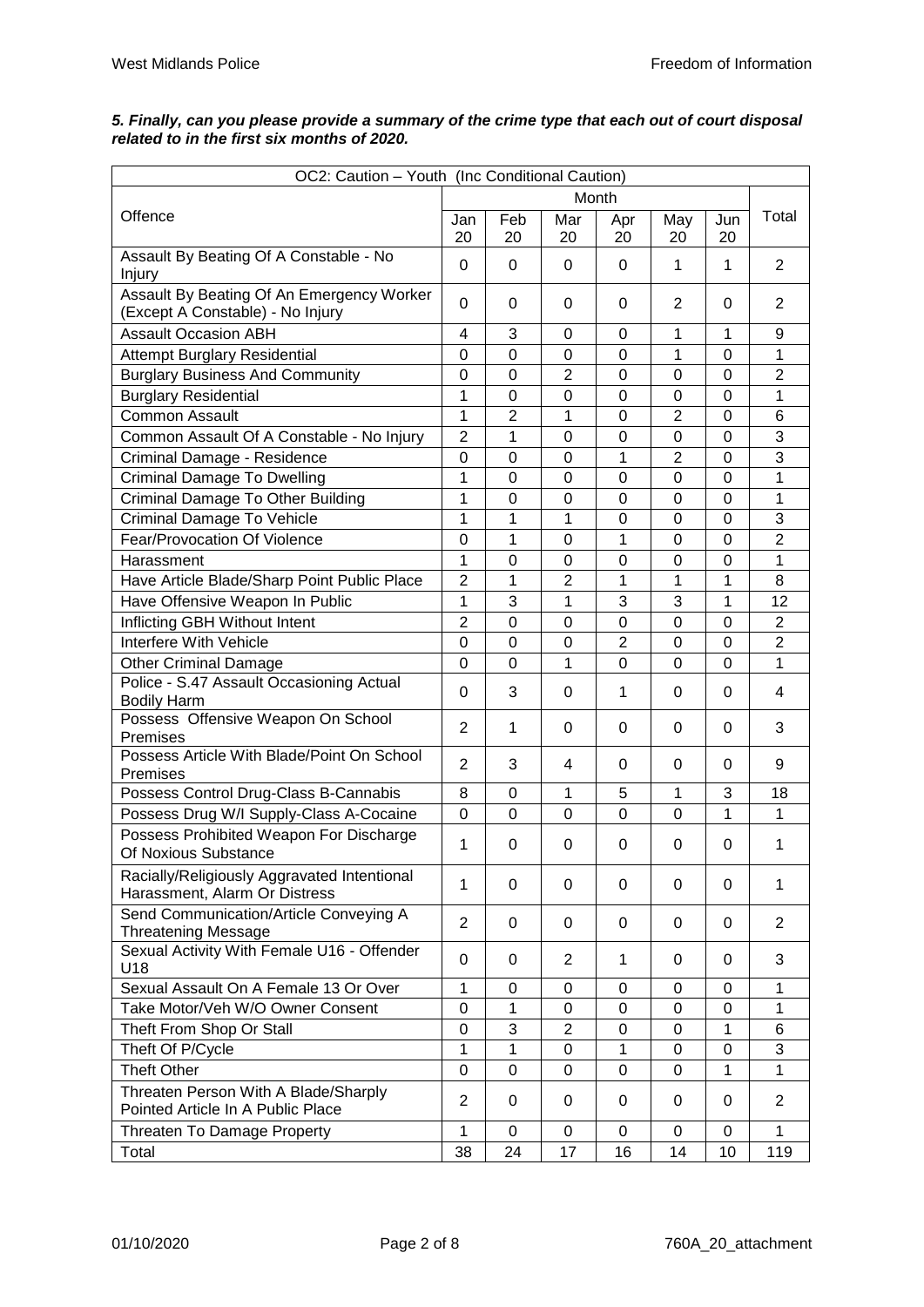***5. Finally, can you please provide a summary of the crime type that each out of court disposal related to in the first six months of 2020.***

| OC2: Caution – Youth (Inc Conditional Caution) | | | | | | | |
|---|---|---|---|---|---|---|---|
| Offence | Month | | | | | | Total |
| | Jan 20 | Feb 20 | Mar 20 | Apr 20 | May 20 | Jun 20 | |
| Assault By Beating Of A Constable - No Injury | 0 | 0 | 0 | 0 | 1 | 1 | 2 |
| Assault By Beating Of An Emergency Worker (Except A Constable) - No Injury | 0 | 0 | 0 | 0 | 2 | 0 | 2 |
| Assault Occasion ABH | 4 | 3 | 0 | 0 | 1 | 1 | 9 |
| Attempt Burglary Residential | 0 | 0 | 0 | 0 | 1 | 0 | 1 |
| Burglary Business And Community | 0 | 0 | 2 | 0 | 0 | 0 | 2 |
| Burglary Residential | 1 | 0 | 0 | 0 | 0 | 0 | 1 |
| Common Assault | 1 | 2 | 1 | 0 | 2 | 0 | 6 |
| Common Assault Of A Constable - No Injury | 2 | 1 | 0 | 0 | 0 | 0 | 3 |
| Criminal Damage - Residence | 0 | 0 | 0 | 1 | 2 | 0 | 3 |
| Criminal Damage To Dwelling | 1 | 0 | 0 | 0 | 0 | 0 | 1 |
| Criminal Damage To Other Building | 1 | 0 | 0 | 0 | 0 | 0 | 1 |
| Criminal Damage To Vehicle | 1 | 1 | 1 | 0 | 0 | 0 | 3 |
| Fear/Provocation Of Violence | 0 | 1 | 0 | 1 | 0 | 0 | 2 |
| Harassment | 1 | 0 | 0 | 0 | 0 | 0 | 1 |
| Have Article Blade/Sharp Point Public Place | 2 | 1 | 2 | 1 | 1 | 1 | 8 |
| Have Offensive Weapon In Public | 1 | 3 | 1 | 3 | 3 | 1 | 12 |
| Inflicting GBH Without Intent | 2 | 0 | 0 | 0 | 0 | 0 | 2 |
| Interfere With Vehicle | 0 | 0 | 0 | 2 | 0 | 0 | 2 |
| Other Criminal Damage | 0 | 0 | 1 | 0 | 0 | 0 | 1 |
| Police - S.47 Assault Occasioning Actual Bodily Harm | 0 | 3 | 0 | 1 | 0 | 0 | 4 |
| Possess Offensive Weapon On School Premises | 2 | 1 | 0 | 0 | 0 | 0 | 3 |
| Possess Article With Blade/Point On School Premises | 2 | 3 | 4 | 0 | 0 | 0 | 9 |
| Possess Control Drug-Class B-Cannabis | 8 | 0 | 1 | 5 | 1 | 3 | 18 |
| Possess Drug W/I Supply-Class A-Cocaine | 0 | 0 | 0 | 0 | 0 | 1 | 1 |
| Possess Prohibited Weapon For Discharge Of Noxious Substance | 1 | 0 | 0 | 0 | 0 | 0 | 1 |
| Racially/Religiously Aggravated Intentional Harassment, Alarm Or Distress | 1 | 0 | 0 | 0 | 0 | 0 | 1 |
| Send Communication/Article Conveying A Threatening Message | 2 | 0 | 0 | 0 | 0 | 0 | 2 |
| Sexual Activity With Female U16 - Offender U18 | 0 | 0 | 2 | 1 | 0 | 0 | 3 |
| Sexual Assault On A Female 13 Or Over | 1 | 0 | 0 | 0 | 0 | 0 | 1 |
| Take Motor/Veh W/O Owner Consent | 0 | 1 | 0 | 0 | 0 | 0 | 1 |
| Theft From Shop Or Stall | 0 | 3 | 2 | 0 | 0 | 1 | 6 |
| Theft Of P/Cycle | 1 | 1 | 0 | 1 | 0 | 0 | 3 |
| Theft Other | 0 | 0 | 0 | 0 | 0 | 1 | 1 |
| Threaten Person With A Blade/Sharply Pointed Article In A Public Place | 2 | 0 | 0 | 0 | 0 | 0 | 2 |
| Threaten To Damage Property | 1 | 0 | 0 | 0 | 0 | 0 | 1 |
| Total | 38 | 24 | 17 | 16 | 14 | 10 | 119 |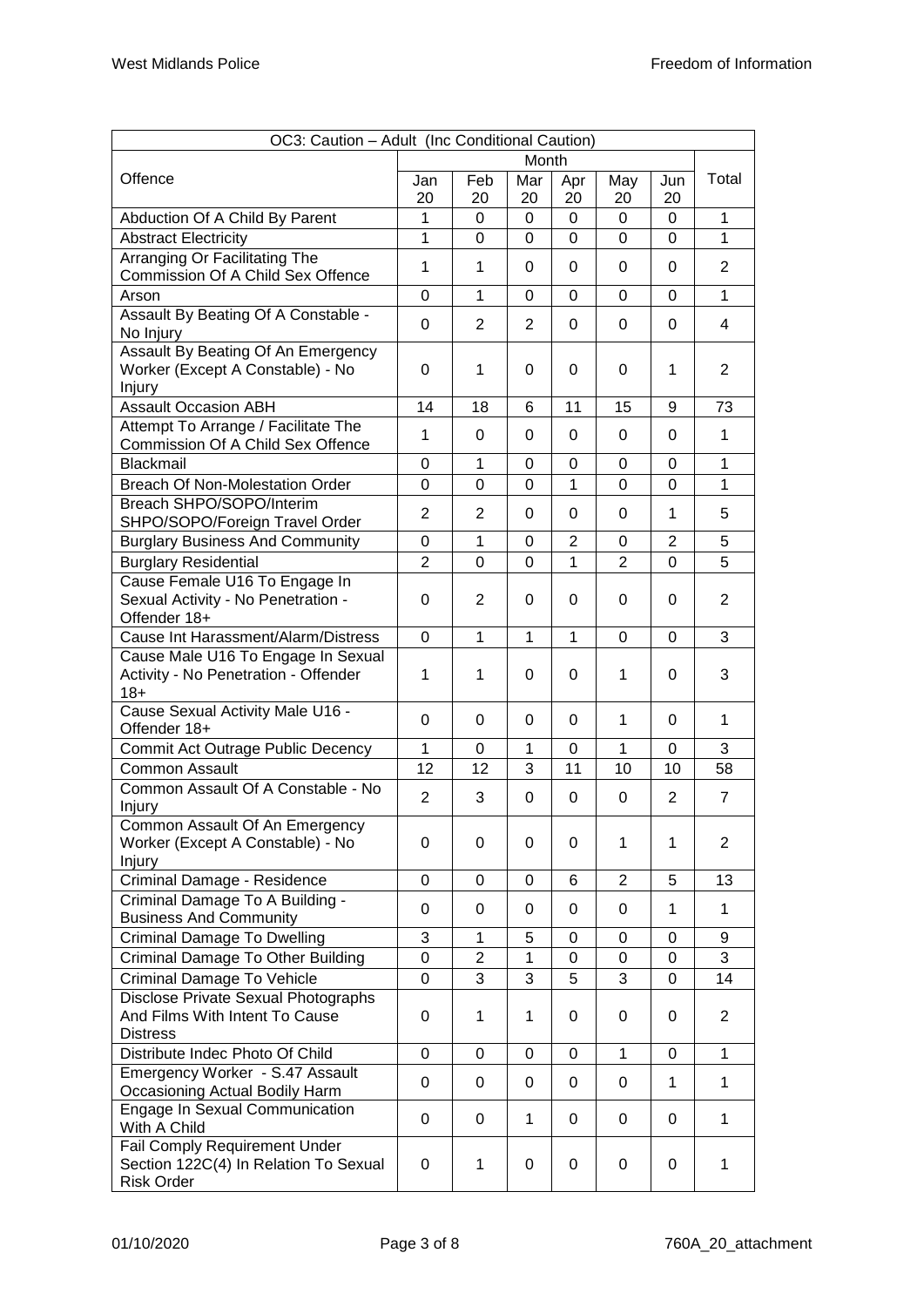| OC3: Caution – Adult (Inc Conditional Caution) | | | | | | | |
|---|---|---|---|---|---|---|---|
| Offence | Month | | | | | | Total |
| | Jan 20 | Feb 20 | Mar 20 | Apr 20 | May 20 | Jun 20 | |
| Abduction Of A Child By Parent | 1 | 0 | 0 | 0 | 0 | 0 | 1 |
| Abstract Electricity | 1 | 0 | 0 | 0 | 0 | 0 | 1 |
| Arranging Or Facilitating The Commission Of A Child Sex Offence | 1 | 1 | 0 | 0 | 0 | 0 | 2 |
| Arson | 0 | 1 | 0 | 0 | 0 | 0 | 1 |
| Assault By Beating Of A Constable - No Injury | 0 | 2 | 2 | 0 | 0 | 0 | 4 |
| Assault By Beating Of An Emergency Worker (Except A Constable) - No Injury | 0 | 1 | 0 | 0 | 0 | 1 | 2 |
| Assault Occasion ABH | 14 | 18 | 6 | 11 | 15 | 9 | 73 |
| Attempt To Arrange / Facilitate The Commission Of A Child Sex Offence | 1 | 0 | 0 | 0 | 0 | 0 | 1 |
| Blackmail | 0 | 1 | 0 | 0 | 0 | 0 | 1 |
| Breach Of Non-Molestation Order | 0 | 0 | 0 | 1 | 0 | 0 | 1 |
| Breach SHPO/SOPO/Interim SHPO/SOPO/Foreign Travel Order | 2 | 2 | 0 | 0 | 0 | 1 | 5 |
| Burglary Business And Community | 0 | 1 | 0 | 2 | 0 | 2 | 5 |
| Burglary Residential | 2 | 0 | 0 | 1 | 2 | 0 | 5 |
| Cause Female U16 To Engage In Sexual Activity - No Penetration - Offender 18+ | 0 | 2 | 0 | 0 | 0 | 0 | 2 |
| Cause Int Harassment/Alarm/Distress | 0 | 1 | 1 | 1 | 0 | 0 | 3 |
| Cause Male U16 To Engage In Sexual Activity - No Penetration - Offender 18+ | 1 | 1 | 0 | 0 | 1 | 0 | 3 |
| Cause Sexual Activity Male U16 - Offender 18+ | 0 | 0 | 0 | 0 | 1 | 0 | 1 |
| Commit Act Outrage Public Decency | 1 | 0 | 1 | 0 | 1 | 0 | 3 |
| Common Assault | 12 | 12 | 3 | 11 | 10 | 10 | 58 |
| Common Assault Of A Constable - No Injury | 2 | 3 | 0 | 0 | 0 | 2 | 7 |
| Common Assault Of An Emergency Worker (Except A Constable) - No Injury | 0 | 0 | 0 | 0 | 1 | 1 | 2 |
| Criminal Damage - Residence | 0 | 0 | 0 | 6 | 2 | 5 | 13 |
| Criminal Damage To A Building - Business And Community | 0 | 0 | 0 | 0 | 0 | 1 | 1 |
| Criminal Damage To Dwelling | 3 | 1 | 5 | 0 | 0 | 0 | 9 |
| Criminal Damage To Other Building | 0 | 2 | 1 | 0 | 0 | 0 | 3 |
| Criminal Damage To Vehicle | 0 | 3 | 3 | 5 | 3 | 0 | 14 |
| Disclose Private Sexual Photographs And Films With Intent To Cause Distress | 0 | 1 | 1 | 0 | 0 | 0 | 2 |
| Distribute Indec Photo Of Child | 0 | 0 | 0 | 0 | 1 | 0 | 1 |
| Emergency Worker - S.47 Assault Occasioning Actual Bodily Harm | 0 | 0 | 0 | 0 | 0 | 1 | 1 |
| Engage In Sexual Communication With A Child | 0 | 0 | 1 | 0 | 0 | 0 | 1 |
| Fail Comply Requirement Under Section 122C(4) In Relation To Sexual Risk Order | 0 | 1 | 0 | 0 | 0 | 0 | 1 |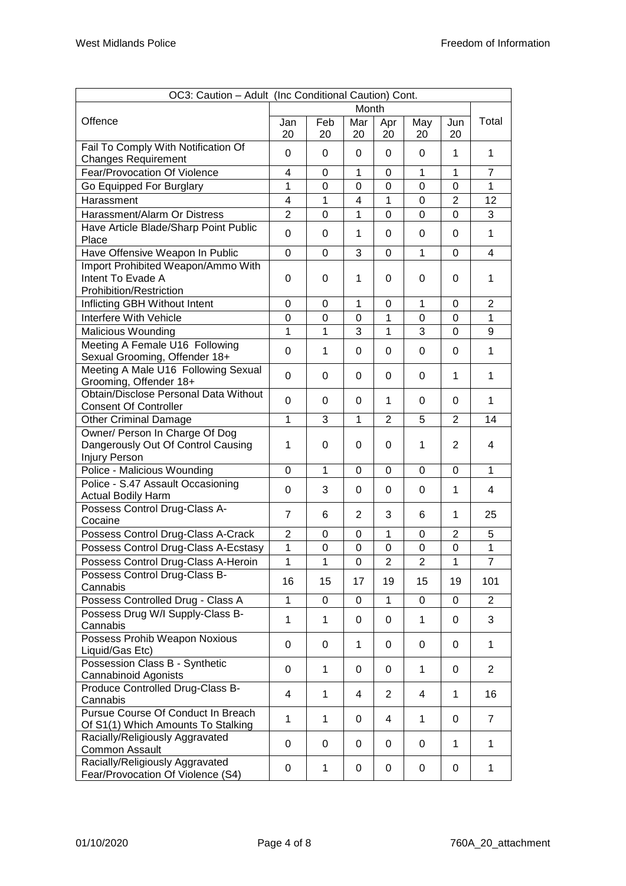| OC3: Caution – Adult (Inc Conditional Caution) Cont. | | | | | | | |
|---|---|---|---|---|---|---|---|
| Offence | Month | | | | | | Total |
| | Jan 20 | Feb 20 | Mar 20 | Apr 20 | May 20 | Jun 20 | |
| Fail To Comply With Notification Of Changes Requirement | 0 | 0 | 0 | 0 | 0 | 1 | 1 |
| Fear/Provocation Of Violence | 4 | 0 | 1 | 0 | 1 | 1 | 7 |
| Go Equipped For Burglary | 1 | 0 | 0 | 0 | 0 | 0 | 1 |
| Harassment | 4 | 1 | 4 | 1 | 0 | 2 | 12 |
| Harassment/Alarm Or Distress | 2 | 0 | 1 | 0 | 0 | 0 | 3 |
| Have Article Blade/Sharp Point Public Place | 0 | 0 | 1 | 0 | 0 | 0 | 1 |
| Have Offensive Weapon In Public | 0 | 0 | 3 | 0 | 1 | 0 | 4 |
| Import Prohibited Weapon/Ammo With Intent To Evade A Prohibition/Restriction | 0 | 0 | 1 | 0 | 0 | 0 | 1 |
| Inflicting GBH Without Intent | 0 | 0 | 1 | 0 | 1 | 0 | 2 |
| Interfere With Vehicle | 0 | 0 | 0 | 1 | 0 | 0 | 1 |
| Malicious Wounding | 1 | 1 | 3 | 1 | 3 | 0 | 9 |
| Meeting A Female U16 Following Sexual Grooming, Offender 18+ | 0 | 1 | 0 | 0 | 0 | 0 | 1 |
| Meeting A Male U16 Following Sexual Grooming, Offender 18+ | 0 | 0 | 0 | 0 | 0 | 1 | 1 |
| Obtain/Disclose Personal Data Without Consent Of Controller | 0 | 0 | 0 | 1 | 0 | 0 | 1 |
| Other Criminal Damage | 1 | 3 | 1 | 2 | 5 | 2 | 14 |
| Owner/ Person In Charge Of Dog Dangerously Out Of Control Causing Injury Person | 1 | 0 | 0 | 0 | 1 | 2 | 4 |
| Police - Malicious Wounding | 0 | 1 | 0 | 0 | 0 | 0 | 1 |
| Police - S.47 Assault Occasioning Actual Bodily Harm | 0 | 3 | 0 | 0 | 0 | 1 | 4 |
| Possess Control Drug-Class A-Cocaine | 7 | 6 | 2 | 3 | 6 | 1 | 25 |
| Possess Control Drug-Class A-Crack | 2 | 0 | 0 | 1 | 0 | 2 | 5 |
| Possess Control Drug-Class A-Ecstasy | 1 | 0 | 0 | 0 | 0 | 0 | 1 |
| Possess Control Drug-Class A-Heroin | 1 | 1 | 0 | 2 | 2 | 1 | 7 |
| Possess Control Drug-Class B-Cannabis | 16 | 15 | 17 | 19 | 15 | 19 | 101 |
| Possess Controlled Drug - Class A | 1 | 0 | 0 | 1 | 0 | 0 | 2 |
| Possess Drug W/I Supply-Class B-Cannabis | 1 | 1 | 0 | 0 | 1 | 0 | 3 |
| Possess Prohib Weapon Noxious Liquid/Gas Etc) | 0 | 0 | 1 | 0 | 0 | 0 | 1 |
| Possession Class B - Synthetic Cannabinoid Agonists | 0 | 1 | 0 | 0 | 1 | 0 | 2 |
| Produce Controlled Drug-Class B-Cannabis | 4 | 1 | 4 | 2 | 4 | 1 | 16 |
| Pursue Course Of Conduct In Breach Of S1(1) Which Amounts To Stalking | 1 | 1 | 0 | 4 | 1 | 0 | 7 |
| Racially/Religiously Aggravated Common Assault | 0 | 0 | 0 | 0 | 0 | 1 | 1 |
| Racially/Religiously Aggravated Fear/Provocation Of Violence (S4) | 0 | 1 | 0 | 0 | 0 | 0 | 1 |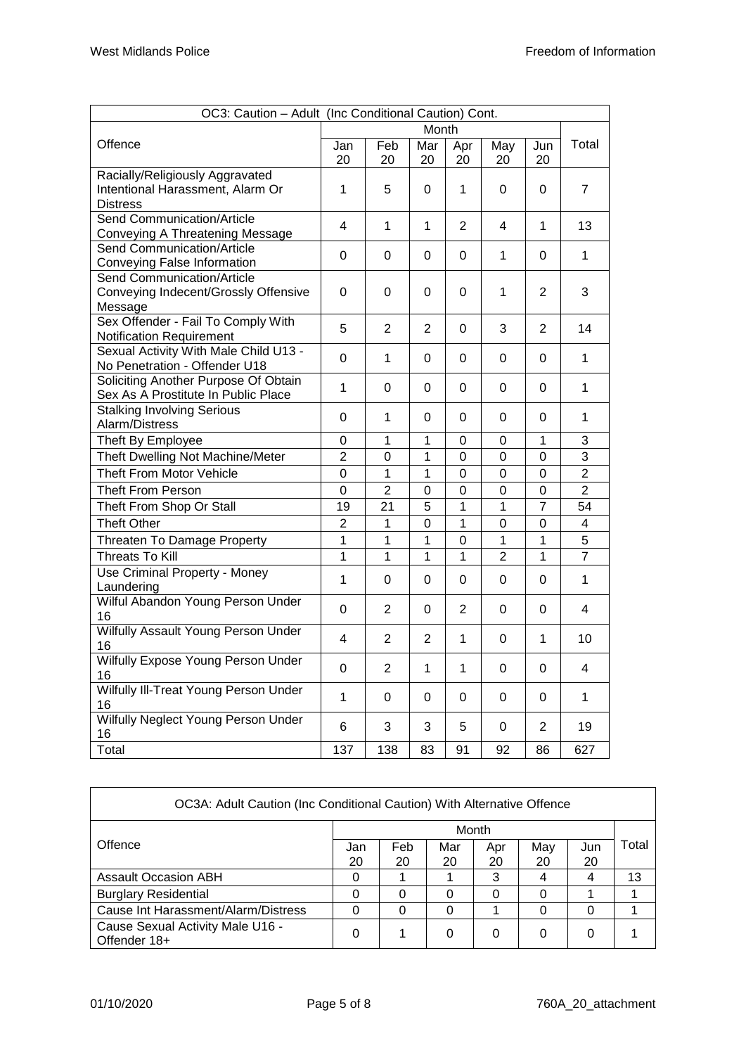| OC3: Caution – Adult (Inc Conditional Caution) Cont. | | | | | | | |
|---|---|---|---|---|---|---|---|
| Offence | Month | | | | | | Total |
| | Jan 20 | Feb 20 | Mar 20 | Apr 20 | May 20 | Jun 20 | |
| Racially/Religiously Aggravated Intentional Harassment, Alarm Or Distress | 1 | 5 | 0 | 1 | 0 | 0 | 7 |
| Send Communication/Article Conveying A Threatening Message | 4 | 1 | 1 | 2 | 4 | 1 | 13 |
| Send Communication/Article Conveying False Information | 0 | 0 | 0 | 0 | 1 | 0 | 1 |
| Send Communication/Article Conveying Indecent/Grossly Offensive Message | 0 | 0 | 0 | 0 | 1 | 2 | 3 |
| Sex Offender - Fail To Comply With Notification Requirement | 5 | 2 | 2 | 0 | 3 | 2 | 14 |
| Sexual Activity With Male Child U13 - No Penetration - Offender U18 | 0 | 1 | 0 | 0 | 0 | 0 | 1 |
| Soliciting Another Purpose Of Obtain Sex As A Prostitute In Public Place | 1 | 0 | 0 | 0 | 0 | 0 | 1 |
| Stalking Involving Serious Alarm/Distress | 0 | 1 | 0 | 0 | 0 | 0 | 1 |
| Theft By Employee | 0 | 1 | 1 | 0 | 0 | 1 | 3 |
| Theft Dwelling Not Machine/Meter | 2 | 0 | 1 | 0 | 0 | 0 | 3 |
| Theft From Motor Vehicle | 0 | 1 | 1 | 0 | 0 | 0 | 2 |
| Theft From Person | 0 | 2 | 0 | 0 | 0 | 0 | 2 |
| Theft From Shop Or Stall | 19 | 21 | 5 | 1 | 1 | 7 | 54 |
| Theft Other | 2 | 1 | 0 | 1 | 0 | 0 | 4 |
| Threaten To Damage Property | 1 | 1 | 1 | 0 | 1 | 1 | 5 |
| Threats To Kill | 1 | 1 | 1 | 1 | 2 | 1 | 7 |
| Use Criminal Property - Money Laundering | 1 | 0 | 0 | 0 | 0 | 0 | 1 |
| Wilful Abandon Young Person Under 16 | 0 | 2 | 0 | 2 | 0 | 0 | 4 |
| Wilfully Assault Young Person Under 16 | 4 | 2 | 2 | 1 | 0 | 1 | 10 |
| Wilfully Expose Young Person Under 16 | 0 | 2 | 1 | 1 | 0 | 0 | 4 |
| Wilfully Ill-Treat Young Person Under 16 | 1 | 0 | 0 | 0 | 0 | 0 | 1 |
| Wilfully Neglect Young Person Under 16 | 6 | 3 | 3 | 5 | 0 | 2 | 19 |
| Total | 137 | 138 | 83 | 91 | 92 | 86 | 627 |

| OC3A: Adult Caution (Inc Conditional Caution) With Alternative Offence | | | | | | | |
|---|---|---|---|---|---|---|---|
| Offence | Month | | | | | | Total |
| | Jan 20 | Feb 20 | Mar 20 | Apr 20 | May 20 | Jun 20 | |
| Assault Occasion ABH | 0 | 1 | 1 | 3 | 4 | 4 | 13 |
| Burglary Residential | 0 | 0 | 0 | 0 | 0 | 1 | 1 |
| Cause Int Harassment/Alarm/Distress | 0 | 0 | 0 | 1 | 0 | 0 | 1 |
| Cause Sexual Activity Male U16 - Offender 18+ | 0 | 1 | 0 | 0 | 0 | 0 | 1 |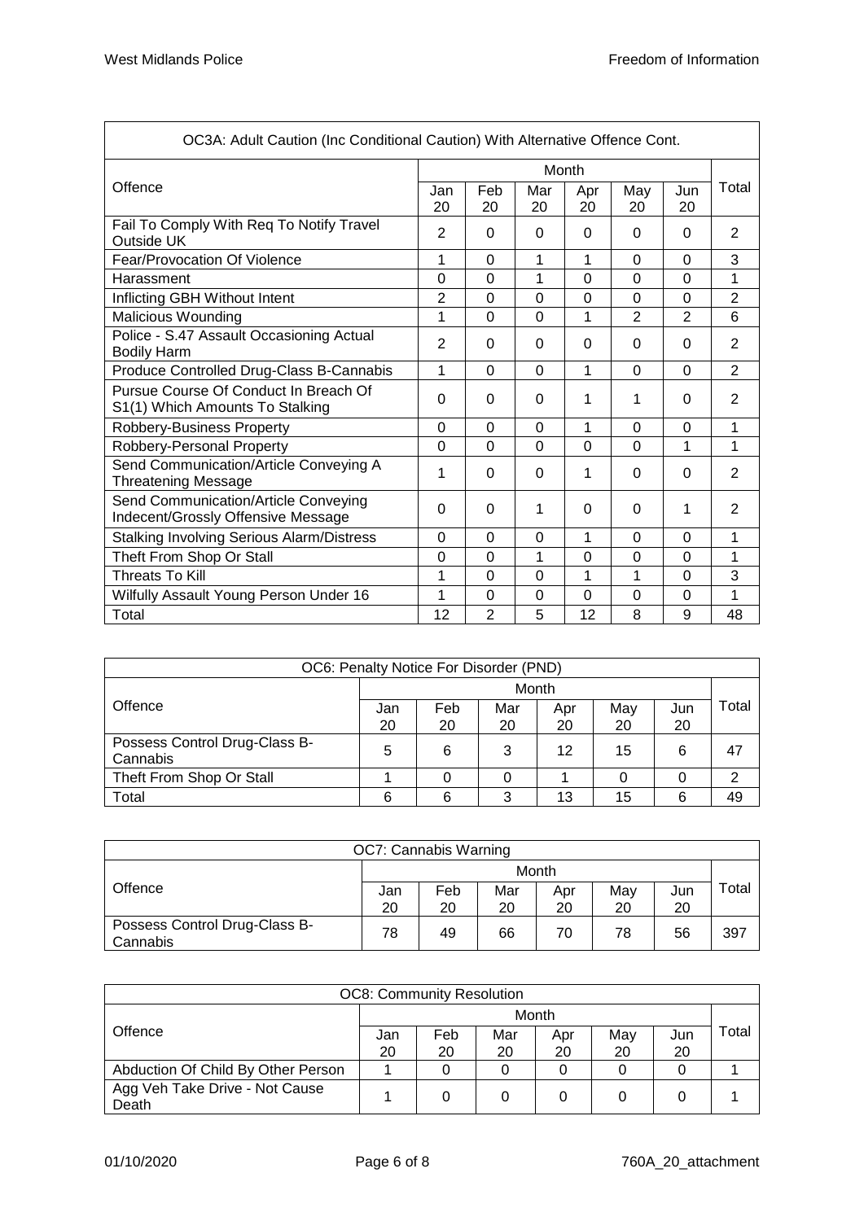| OC3A: Adult Caution (Inc Conditional Caution) With Alternative Offence Cont. | | | | | | | |
|---|---|---|---|---|---|---|---|
| Offence | Month | | | | | | Total |
| | Jan 20 | Feb 20 | Mar 20 | Apr 20 | May 20 | Jun 20 | |
| Fail To Comply With Req To Notify Travel Outside UK | 2 | 0 | 0 | 0 | 0 | 0 | 2 |
| Fear/Provocation Of Violence | 1 | 0 | 1 | 1 | 0 | 0 | 3 |
| Harassment | 0 | 0 | 1 | 0 | 0 | 0 | 1 |
| Inflicting GBH Without Intent | 2 | 0 | 0 | 0 | 0 | 0 | 2 |
| Malicious Wounding | 1 | 0 | 0 | 1 | 2 | 2 | 6 |
| Police - S.47 Assault Occasioning Actual Bodily Harm | 2 | 0 | 0 | 0 | 0 | 0 | 2 |
| Produce Controlled Drug-Class B-Cannabis | 1 | 0 | 0 | 1 | 0 | 0 | 2 |
| Pursue Course Of Conduct In Breach Of S1(1) Which Amounts To Stalking | 0 | 0 | 0 | 1 | 1 | 0 | 2 |
| Robbery-Business Property | 0 | 0 | 0 | 1 | 0 | 0 | 1 |
| Robbery-Personal Property | 0 | 0 | 0 | 0 | 0 | 1 | 1 |
| Send Communication/Article Conveying A Threatening Message | 1 | 0 | 0 | 1 | 0 | 0 | 2 |
| Send Communication/Article Conveying Indecent/Grossly Offensive Message | 0 | 0 | 1 | 0 | 0 | 1 | 2 |
| Stalking Involving Serious Alarm/Distress | 0 | 0 | 0 | 1 | 0 | 0 | 1 |
| Theft From Shop Or Stall | 0 | 0 | 1 | 0 | 0 | 0 | 1 |
| Threats To Kill | 1 | 0 | 0 | 1 | 1 | 0 | 3 |
| Wilfully Assault Young Person Under 16 | 1 | 0 | 0 | 0 | 0 | 0 | 1 |
| Total | 12 | 2 | 5 | 12 | 8 | 9 | 48 |

| OC6: Penalty Notice For Disorder (PND) | | | | | | | |
|---|---|---|---|---|---|---|---|
| Offence | Month | | | | | | Total |
| | Jan 20 | Feb 20 | Mar 20 | Apr 20 | May 20 | Jun 20 | |
| Possess Control Drug-Class B-Cannabis | 5 | 6 | 3 | 12 | 15 | 6 | 47 |
| Theft From Shop Or Stall | 1 | 0 | 0 | 1 | 0 | 0 | 2 |
| Total | 6 | 6 | 3 | 13 | 15 | 6 | 49 |

| OC7: Cannabis Warning | | | | | | | |
|---|---|---|---|---|---|---|---|
| Offence | Month | | | | | | Total |
| | Jan 20 | Feb 20 | Mar 20 | Apr 20 | May 20 | Jun 20 | |
| Possess Control Drug-Class B-Cannabis | 78 | 49 | 66 | 70 | 78 | 56 | 397 |

| OC8: Community Resolution | | | | | | | |
|---|---|---|---|---|---|---|---|
| Offence | Month | | | | | | Total |
| | Jan 20 | Feb 20 | Mar 20 | Apr 20 | May 20 | Jun 20 | |
| Abduction Of Child By Other Person | 1 | 0 | 0 | 0 | 0 | 0 | 1 |
| Agg Veh Take Drive - Not Cause Death | 1 | 0 | 0 | 0 | 0 | 0 | 1 |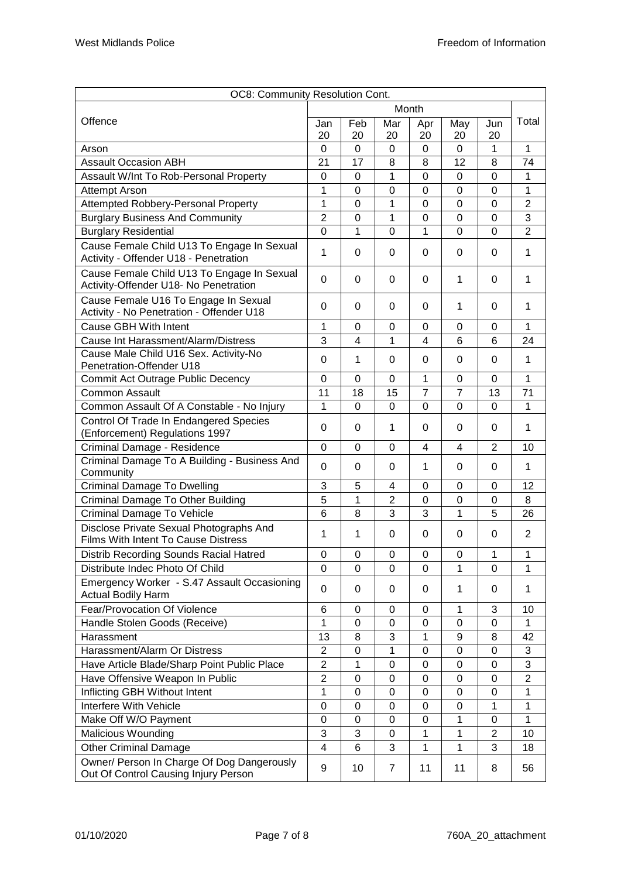| OC8: Community Resolution Cont. | | | | | | | |
|---|---|---|---|---|---|---|---|
| Offence | Month | | | | | | Total |
| | Jan 20 | Feb 20 | Mar 20 | Apr 20 | May 20 | Jun 20 | |
| Arson | 0 | 0 | 0 | 0 | 0 | 1 | 1 |
| Assault Occasion ABH | 21 | 17 | 8 | 8 | 12 | 8 | 74 |
| Assault W/Int To Rob-Personal Property | 0 | 0 | 1 | 0 | 0 | 0 | 1 |
| Attempt Arson | 1 | 0 | 0 | 0 | 0 | 0 | 1 |
| Attempted Robbery-Personal Property | 1 | 0 | 1 | 0 | 0 | 0 | 2 |
| Burglary Business And Community | 2 | 0 | 1 | 0 | 0 | 0 | 3 |
| Burglary Residential | 0 | 1 | 0 | 1 | 0 | 0 | 2 |
| Cause Female Child U13 To Engage In Sexual Activity - Offender U18 - Penetration | 1 | 0 | 0 | 0 | 0 | 0 | 1 |
| Cause Female Child U13 To Engage In Sexual Activity-Offender U18- No Penetration | 0 | 0 | 0 | 0 | 1 | 0 | 1 |
| Cause Female U16 To Engage In Sexual Activity - No Penetration - Offender U18 | 0 | 0 | 0 | 0 | 1 | 0 | 1 |
| Cause GBH With Intent | 1 | 0 | 0 | 0 | 0 | 0 | 1 |
| Cause Int Harassment/Alarm/Distress | 3 | 4 | 1 | 4 | 6 | 6 | 24 |
| Cause Male Child U16 Sex. Activity-No Penetration-Offender U18 | 0 | 1 | 0 | 0 | 0 | 0 | 1 |
| Commit Act Outrage Public Decency | 0 | 0 | 0 | 1 | 0 | 0 | 1 |
| Common Assault | 11 | 18 | 15 | 7 | 7 | 13 | 71 |
| Common Assault Of A Constable - No Injury | 1 | 0 | 0 | 0 | 0 | 0 | 1 |
| Control Of Trade In Endangered Species (Enforcement) Regulations 1997 | 0 | 0 | 1 | 0 | 0 | 0 | 1 |
| Criminal Damage - Residence | 0 | 0 | 0 | 4 | 4 | 2 | 10 |
| Criminal Damage To A Building - Business And Community | 0 | 0 | 0 | 1 | 0 | 0 | 1 |
| Criminal Damage To Dwelling | 3 | 5 | 4 | 0 | 0 | 0 | 12 |
| Criminal Damage To Other Building | 5 | 1 | 2 | 0 | 0 | 0 | 8 |
| Criminal Damage To Vehicle | 6 | 8 | 3 | 3 | 1 | 5 | 26 |
| Disclose Private Sexual Photographs And Films With Intent To Cause Distress | 1 | 1 | 0 | 0 | 0 | 0 | 2 |
| Distrib Recording Sounds Racial Hatred | 0 | 0 | 0 | 0 | 0 | 1 | 1 |
| Distribute Indec Photo Of Child | 0 | 0 | 0 | 0 | 1 | 0 | 1 |
| Emergency Worker - S.47 Assault Occasioning Actual Bodily Harm | 0 | 0 | 0 | 0 | 1 | 0 | 1 |
| Fear/Provocation Of Violence | 6 | 0 | 0 | 0 | 1 | 3 | 10 |
| Handle Stolen Goods (Receive) | 1 | 0 | 0 | 0 | 0 | 0 | 1 |
| Harassment | 13 | 8 | 3 | 1 | 9 | 8 | 42 |
| Harassment/Alarm Or Distress | 2 | 0 | 1 | 0 | 0 | 0 | 3 |
| Have Article Blade/Sharp Point Public Place | 2 | 1 | 0 | 0 | 0 | 0 | 3 |
| Have Offensive Weapon In Public | 2 | 0 | 0 | 0 | 0 | 0 | 2 |
| Inflicting GBH Without Intent | 1 | 0 | 0 | 0 | 0 | 0 | 1 |
| Interfere With Vehicle | 0 | 0 | 0 | 0 | 0 | 1 | 1 |
| Make Off W/O Payment | 0 | 0 | 0 | 0 | 1 | 0 | 1 |
| Malicious Wounding | 3 | 3 | 0 | 1 | 1 | 2 | 10 |
| Other Criminal Damage | 4 | 6 | 3 | 1 | 1 | 3 | 18 |
| Owner/ Person In Charge Of Dog Dangerously Out Of Control Causing Injury Person | 9 | 10 | 7 | 11 | 11 | 8 | 56 |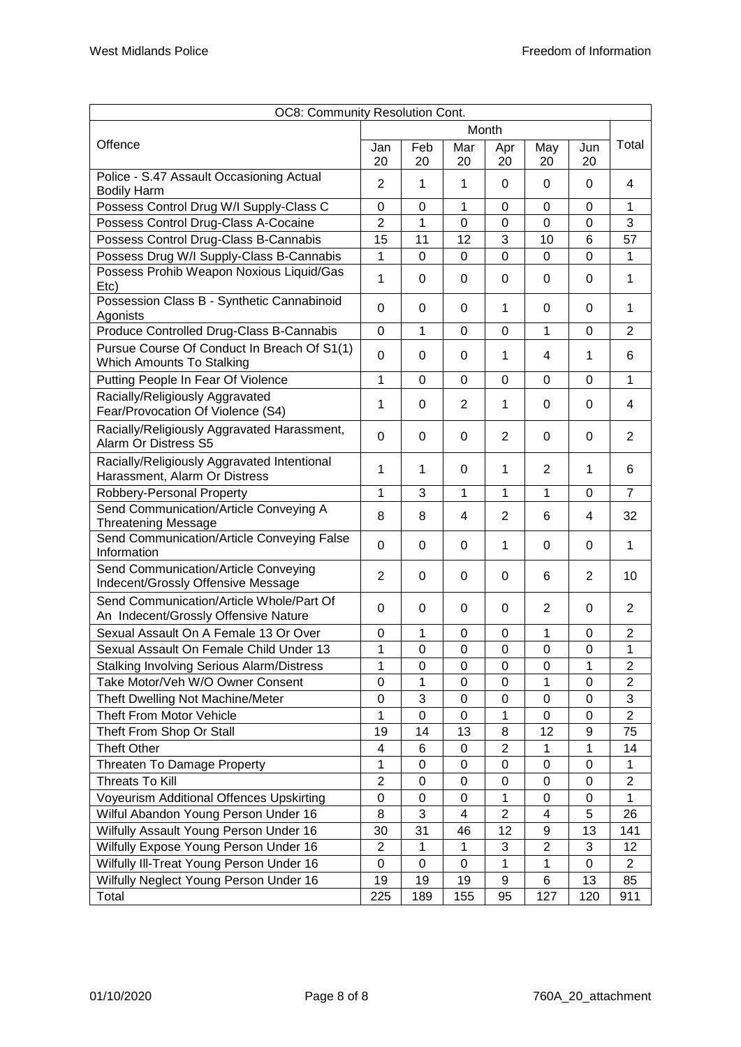| OC8: Community Resolution Cont. | | | | | | | |
|---|---|---|---|---|---|---|---|
| Offence | Month | | | | | | Total |
| | Jan 20 | Feb 20 | Mar 20 | Apr 20 | May 20 | Jun 20 | |
| Police - S.47 Assault Occasioning Actual Bodily Harm | 2 | 1 | 1 | 0 | 0 | 0 | 4 |
| Possess Control Drug W/I Supply-Class C | 0 | 0 | 1 | 0 | 0 | 0 | 1 |
| Possess Control Drug-Class A-Cocaine | 2 | 1 | 0 | 0 | 0 | 0 | 3 |
| Possess Control Drug-Class B-Cannabis | 15 | 11 | 12 | 3 | 10 | 6 | 57 |
| Possess Drug W/I Supply-Class B-Cannabis | 1 | 0 | 0 | 0 | 0 | 0 | 1 |
| Possess Prohib Weapon Noxious Liquid/Gas Etc) | 1 | 0 | 0 | 0 | 0 | 0 | 1 |
| Possession Class B - Synthetic Cannabinoid Agonists | 0 | 0 | 0 | 1 | 0 | 0 | 1 |
| Produce Controlled Drug-Class B-Cannabis | 0 | 1 | 0 | 0 | 1 | 0 | 2 |
| Pursue Course Of Conduct In Breach Of S1(1) Which Amounts To Stalking | 0 | 0 | 0 | 1 | 4 | 1 | 6 |
| Putting People In Fear Of Violence | 1 | 0 | 0 | 0 | 0 | 0 | 1 |
| Racially/Religiously Aggravated Fear/Provocation Of Violence (S4) | 1 | 0 | 2 | 1 | 0 | 0 | 4 |
| Racially/Religiously Aggravated Harassment, Alarm Or Distress S5 | 0 | 0 | 0 | 2 | 0 | 0 | 2 |
| Racially/Religiously Aggravated Intentional Harassment, Alarm Or Distress | 1 | 1 | 0 | 1 | 2 | 1 | 6 |
| Robbery-Personal Property | 1 | 3 | 1 | 1 | 1 | 0 | 7 |
| Send Communication/Article Conveying A Threatening Message | 8 | 8 | 4 | 2 | 6 | 4 | 32 |
| Send Communication/Article Conveying False Information | 0 | 0 | 0 | 1 | 0 | 0 | 1 |
| Send Communication/Article Conveying Indecent/Grossly Offensive Message | 2 | 0 | 0 | 0 | 6 | 2 | 10 |
| Send Communication/Article Whole/Part Of An Indecent/Grossly Offensive Nature | 0 | 0 | 0 | 0 | 2 | 0 | 2 |
| Sexual Assault On A Female 13 Or Over | 0 | 1 | 0 | 0 | 1 | 0 | 2 |
| Sexual Assault On Female Child Under 13 | 1 | 0 | 0 | 0 | 0 | 0 | 1 |
| Stalking Involving Serious Alarm/Distress | 1 | 0 | 0 | 0 | 0 | 1 | 2 |
| Take Motor/Veh W/O Owner Consent | 0 | 1 | 0 | 0 | 1 | 0 | 2 |
| Theft Dwelling Not Machine/Meter | 0 | 3 | 0 | 0 | 0 | 0 | 3 |
| Theft From Motor Vehicle | 1 | 0 | 0 | 1 | 0 | 0 | 2 |
| Theft From Shop Or Stall | 19 | 14 | 13 | 8 | 12 | 9 | 75 |
| Theft Other | 4 | 6 | 0 | 2 | 1 | 1 | 14 |
| Threaten To Damage Property | 1 | 0 | 0 | 0 | 0 | 0 | 1 |
| Threats To Kill | 2 | 0 | 0 | 0 | 0 | 0 | 2 |
| Voyeurism Additional Offences Upskirting | 0 | 0 | 0 | 1 | 0 | 0 | 1 |
| Wilful Abandon Young Person Under 16 | 8 | 3 | 4 | 2 | 4 | 5 | 26 |
| Wilfully Assault Young Person Under 16 | 30 | 31 | 46 | 12 | 9 | 13 | 141 |
| Wilfully Expose Young Person Under 16 | 2 | 1 | 1 | 3 | 2 | 3 | 12 |
| Wilfully Ill-Treat Young Person Under 16 | 0 | 0 | 0 | 1 | 1 | 0 | 2 |
| Wilfully Neglect Young Person Under 16 | 19 | 19 | 19 | 9 | 6 | 13 | 85 |
| Total | 225 | 189 | 155 | 95 | 127 | 120 | 911 |